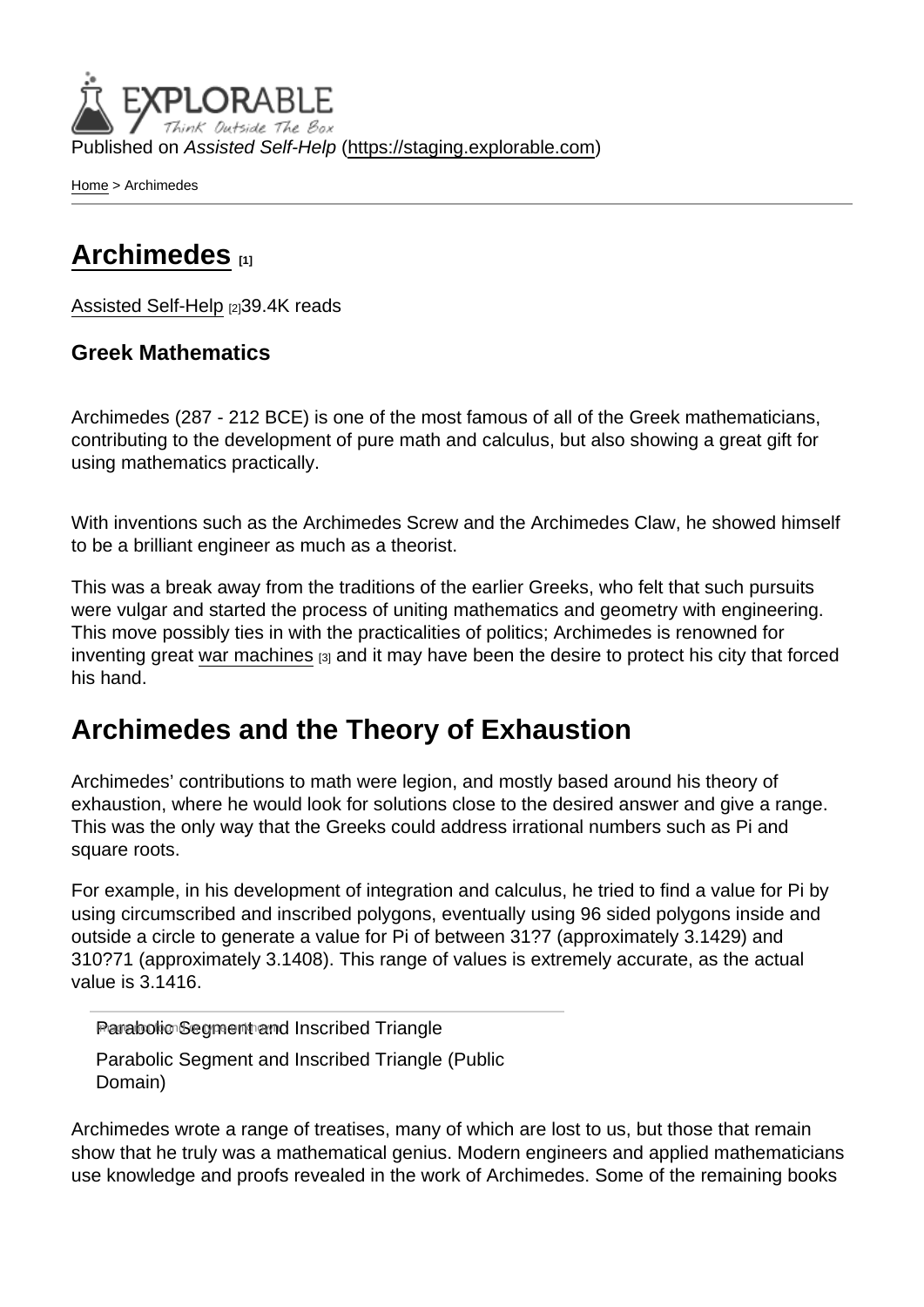Published on *Assisted Self-Help* (https://staging.explorable.com)

Home > Archimedes

# Archimedes [1]

Assisted Self-Help [2]39.4K reads

**Greek Mathematics**

Archimedes (287 - 212 BCE) is one of the most famous of all of the Greek mathematicians, contributing to the development of pure math and calculus, but also showing a great gift for using mathematics practically.

With inventions such as the Archimedes Screw and the Archimedes Claw, he showed himself to be a brilliant engineer as much as a theorist.

This was a break away from the traditions of the earlier Greeks, who felt that such pursuits were vulgar and started the process of uniting mathematics and geometry with engineering. This move possibly ties in with the practicalities of politics; Archimedes is renowned for inventing great war machines [3] and it may have been the desire to protect his city that forced his hand.

## Archimedes and the Theory of Exhaustion

Archimedes' contributions to math were legion, and mostly based around his theory of exhaustion, where he would look for solutions close to the desired answer and give a range. This was the only way that the Greeks could address irrational numbers such as Pi and square roots.

For example, in his development of integration and calculus, he tried to find a value for Pi by using circumscribed and inscribed polygons, eventually using 96 sided polygons inside and outside a circle to generate a value for Pi of between 31?7 (approximately 3.1429) and 310?71 (approximately 3.1408). This range of values is extremely accurate, as the actual value is 3.1416.

Parabolic Segment and Inscribed Triangle

Parabolic Segment and Inscribed Triangle (Public Domain)

Archimedes wrote a range of treatises, many of which are lost to us, but those that remain show that he truly was a mathematical genius. Modern engineers and applied mathematicians use knowledge and proofs revealed in the work of Archimedes. Some of the remaining books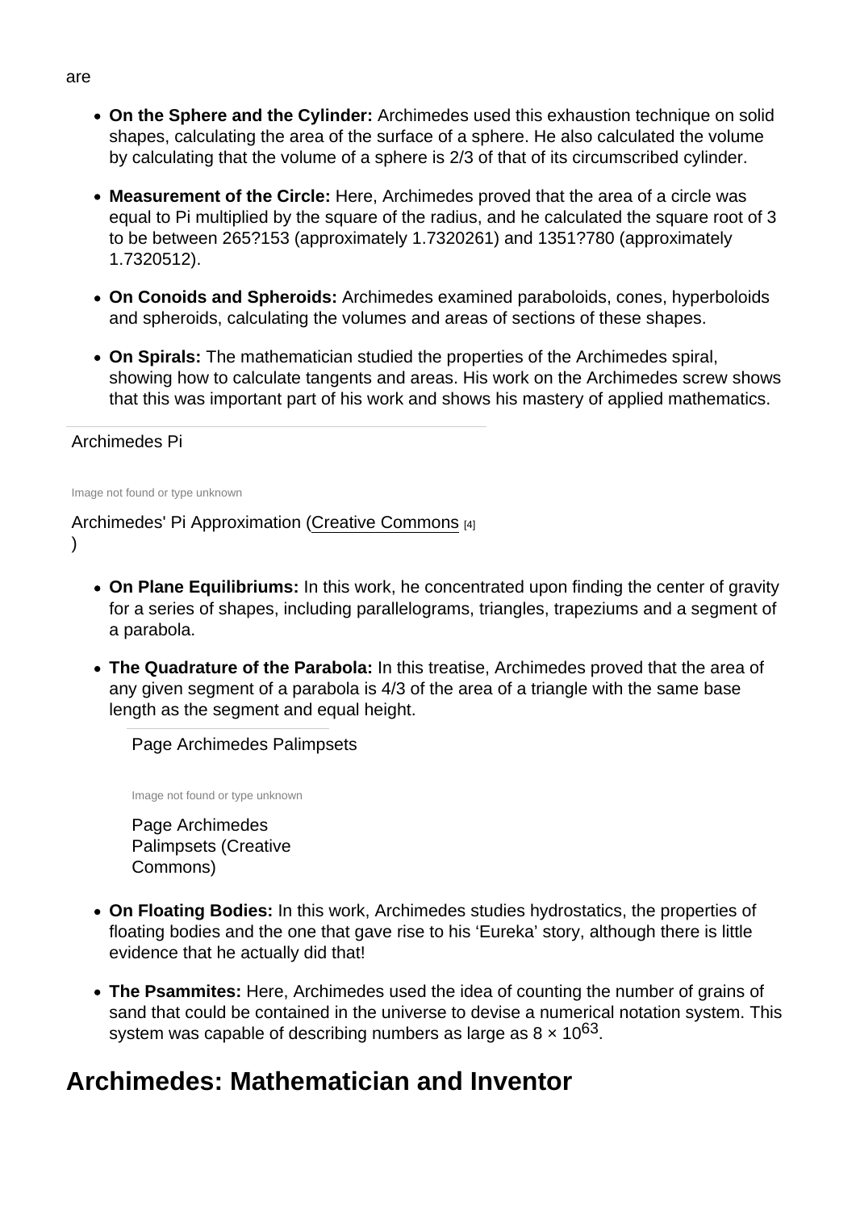are

- **On the Sphere and the Cylinder:** Archimedes used this exhaustion technique on solid shapes, calculating the area of the surface of a sphere. He also calculated the volume by calculating that the volume of a sphere is 2/3 of that of its circumscribed cylinder.
- **Measurement of the Circle:** Here, Archimedes proved that the area of a circle was equal to Pi multiplied by the square of the radius, and he calculated the square root of 3 to be between 265?153 (approximately 1.7320261) and 1351?780 (approximately 1.7320512).
- **On Conoids and Spheroids:** Archimedes examined paraboloids, cones, hyperboloids and spheroids, calculating the volumes and areas of sections of these shapes.
- **On Spirals:** The mathematician studied the properties of the Archimedes spiral, showing how to calculate tangents and areas. His work on the Archimedes screw shows that this was important part of his work and shows his mastery of applied mathematics.

Archimedes Pi

Image not found or type unknown

Archimedes' Pi Approximation (Creative Commons [4] )

- **On Plane Equilibriums:** In this work, he concentrated upon finding the center of gravity for a series of shapes, including parallelograms, triangles, trapeziums and a segment of a parabola.
- **The Quadrature of the Parabola:** In this treatise, Archimedes proved that the area of any given segment of a parabola is 4/3 of the area of a triangle with the same base length as the segment and equal height.

Page Archimedes Palimpsets

Image not found or type unknown

Page Archimedes Palimpsets (Creative Commons)

- **On Floating Bodies:** In this work, Archimedes studies hydrostatics, the properties of floating bodies and the one that gave rise to his 'Eureka' story, although there is little evidence that he actually did that!
- **The Psammites:** Here, Archimedes used the idea of counting the number of grains of sand that could be contained in the universe to devise a numerical notation system. This system was capable of describing numbers as large as $8 \times 10^{63}$.

## Archimedes: Mathematician and Inventor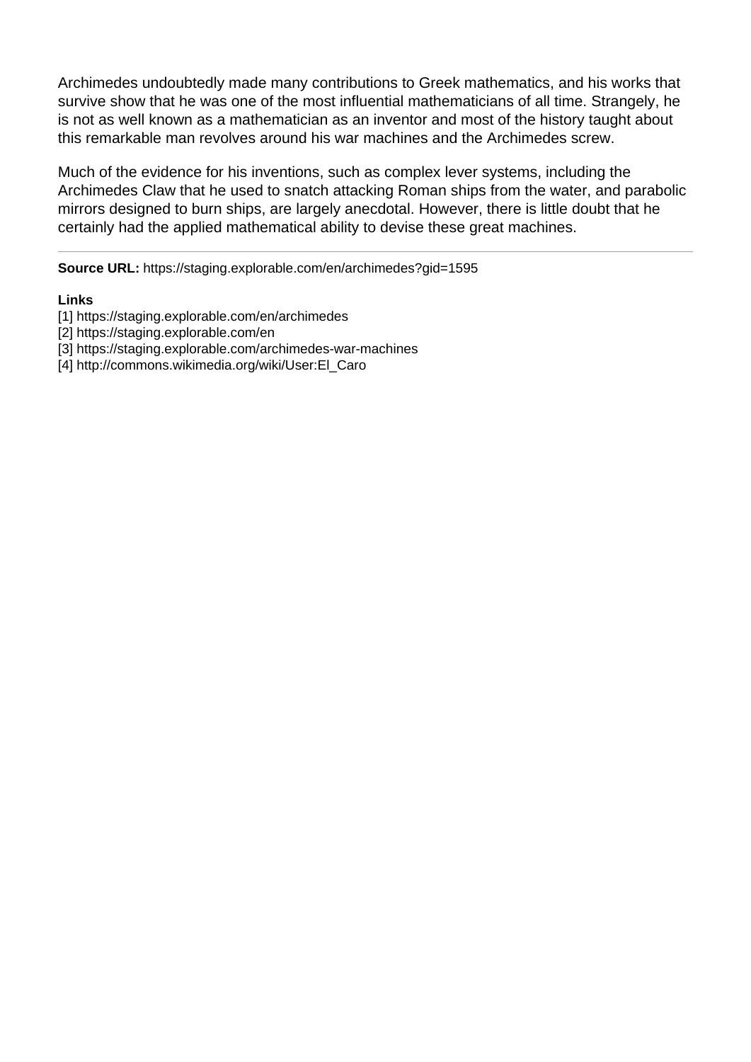Archimedes undoubtedly made many contributions to Greek mathematics, and his works that survive show that he was one of the most influential mathematicians of all time. Strangely, he is not as well known as a mathematician as an inventor and most of the history taught about this remarkable man revolves around his war machines and the Archimedes screw.

Much of the evidence for his inventions, such as complex lever systems, including the Archimedes Claw that he used to snatch attacking Roman ships from the water, and parabolic mirrors designed to burn ships, are largely anecdotal. However, there is little doubt that he certainly had the applied mathematical ability to devise these great machines.

---

**Source URL:** https://staging.explorable.com/en/archimedes?gid=1595

**Links**

[1] https://staging.explorable.com/en/archimedes
[2] https://staging.explorable.com/en
[3] https://staging.explorable.com/archimedes-war-machines
[4] http://commons.wikimedia.org/wiki/User:El_Caro